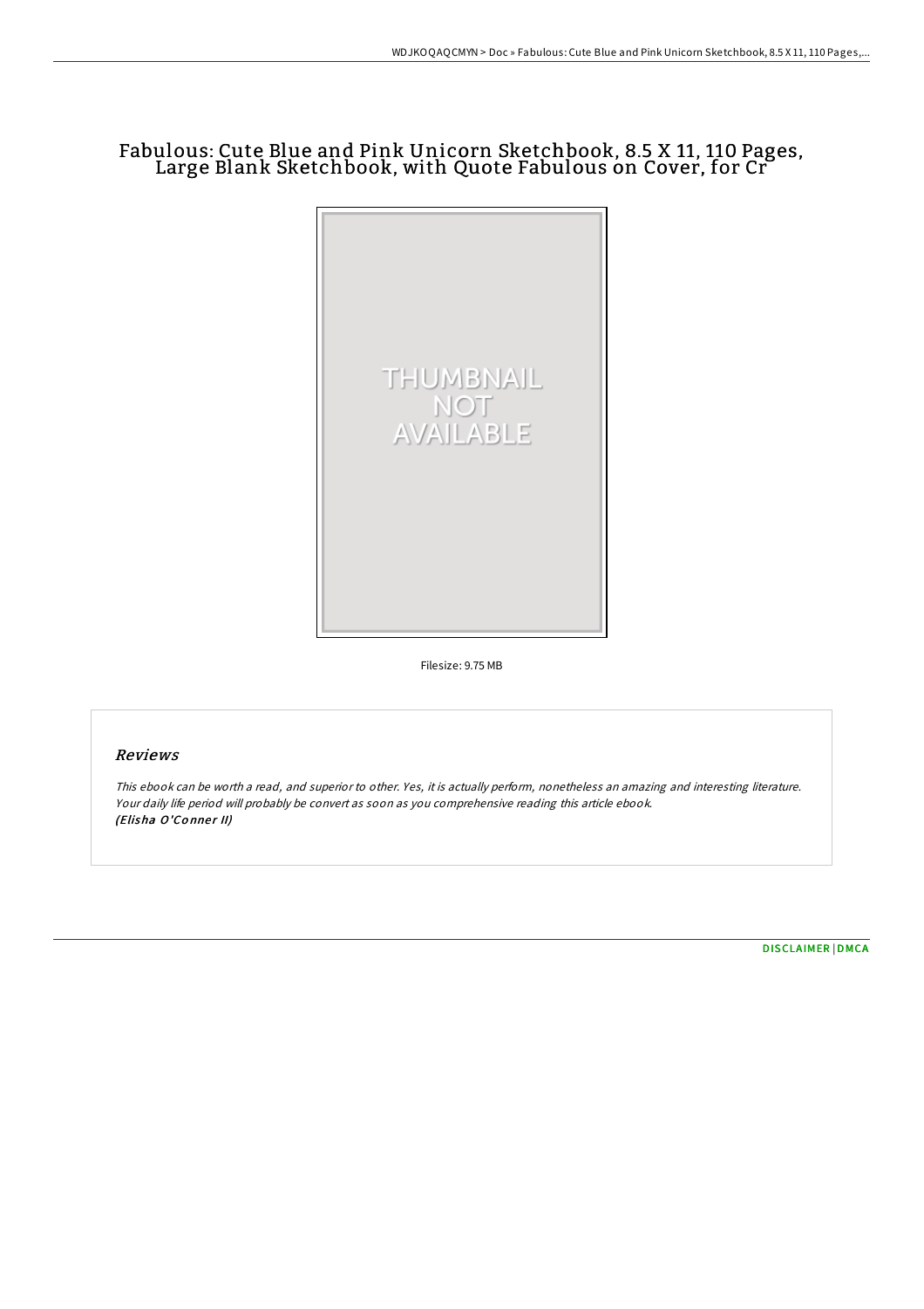# Fabulous: Cute Blue and Pink Unicorn Sketchbook, 8.5 X 11, 110 Pages, Large Blank Sketchbook, with Quote Fabulous on Cover, for Cr

Filesize: 9.75 MB

## Reviews

*This ebook can be worth a read, and superior to other. Yes, it is actually perform, nonetheless an amazing and interesting literature. Your daily life period will probably be convert as soon as you comprehensive reading this article ebook.*
*(Elisha O'Conner II)*

DISCLAIMER | DMCA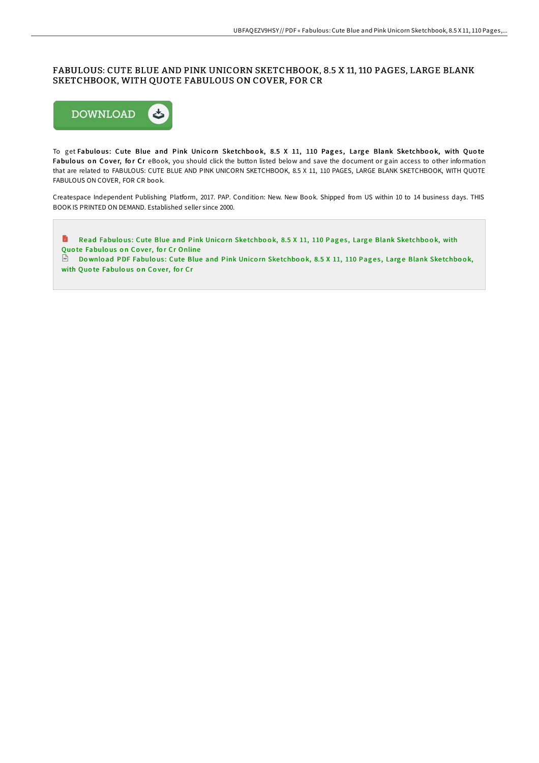# FABULOUS: CUTE BLUE AND PINK UNICORN SKETCHBOOK, 8.5 X 11, 110 PAGES, LARGE BLANK SKETCHBOOK, WITH QUOTE FABULOUS ON COVER, FOR CR

DOWNLOAD

To get **Fabulous: Cute Blue and Pink Unicorn Sketchbook, 8.5 X 11, 110 Pages, Large Blank Sketchbook, with Quote Fabulous on Cover, for Cr** eBook, you should click the button listed below and save the document or gain access to other information that are related to FABULOUS: CUTE BLUE AND PINK UNICORN SKETCHBOOK, 8.5 X 11, 110 PAGES, LARGE BLANK SKETCHBOOK, WITH QUOTE FABULOUS ON COVER, FOR CR book.

Createspace Independent Publishing Platform, 2017. PAP. Condition: New. New Book. Shipped from US within 10 to 14 business days. THIS BOOK IS PRINTED ON DEMAND. Established seller since 2000.

- Read Fabulous: Cute Blue and Pink Unicorn Sketchbook, 8.5 X 11, 110 Pages, Large Blank Sketchbook, with Quote Fabulous on Cover, for Cr Online
- Download PDF Fabulous: Cute Blue and Pink Unicorn Sketchbook, 8.5 X 11, 110 Pages, Large Blank Sketchbook, with Quote Fabulous on Cover, for Cr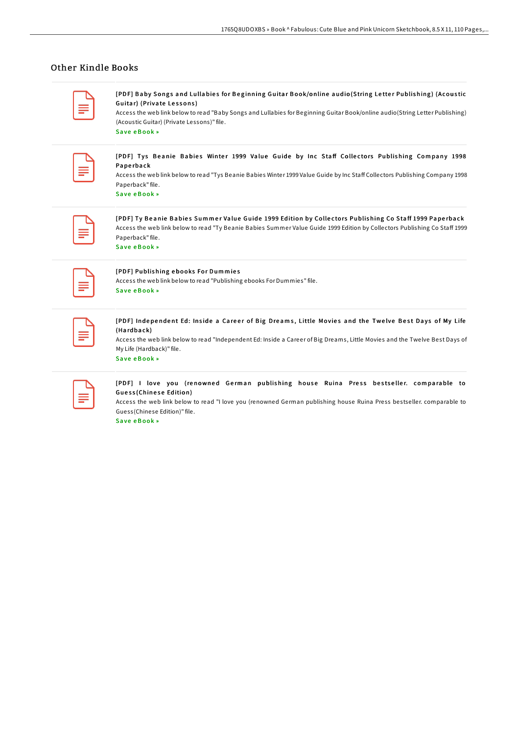## Other Kindle Books

**[PDF] Baby Songs and Lullabies for Beginning Guitar Book/online audio(String Letter Publishing) (Acoustic Guitar) (Private Lessons)**

Access the web link below to read "Baby Songs and Lullabies for Beginning Guitar Book/online audio(String Letter Publishing) (Acoustic Guitar) (Private Lessons)" file.

Save eBook »

**[PDF] Tys Beanie Babies Winter 1999 Value Guide by Inc Staff Collectors Publishing Company 1998 Paperback**

Access the web link below to read "Tys Beanie Babies Winter 1999 Value Guide by Inc Staff Collectors Publishing Company 1998 Paperback" file.

Save eBook »

**[PDF] Ty Beanie Babies Summer Value Guide 1999 Edition by Collectors Publishing Co Staff 1999 Paperback**

Access the web link below to read "Ty Beanie Babies Summer Value Guide 1999 Edition by Collectors Publishing Co Staff 1999 Paperback" file.

Save eBook »

**[PDF] Publishing ebooks For Dummies**

Access the web link below to read "Publishing ebooks For Dummies" file.

Save eBook »

**[PDF] Independent Ed: Inside a Career of Big Dreams, Little Movies and the Twelve Best Days of My Life (Hardback)**

Access the web link below to read "Independent Ed: Inside a Career of Big Dreams, Little Movies and the Twelve Best Days of My Life (Hardback)" file.

Save eBook »

**[PDF] I love you (renowned German publishing house Ruina Press bestseller. comparable to Guess(Chinese Edition)**

Access the web link below to read "I love you (renowned German publishing house Ruina Press bestseller. comparable to Guess(Chinese Edition)" file.

Save eBook »